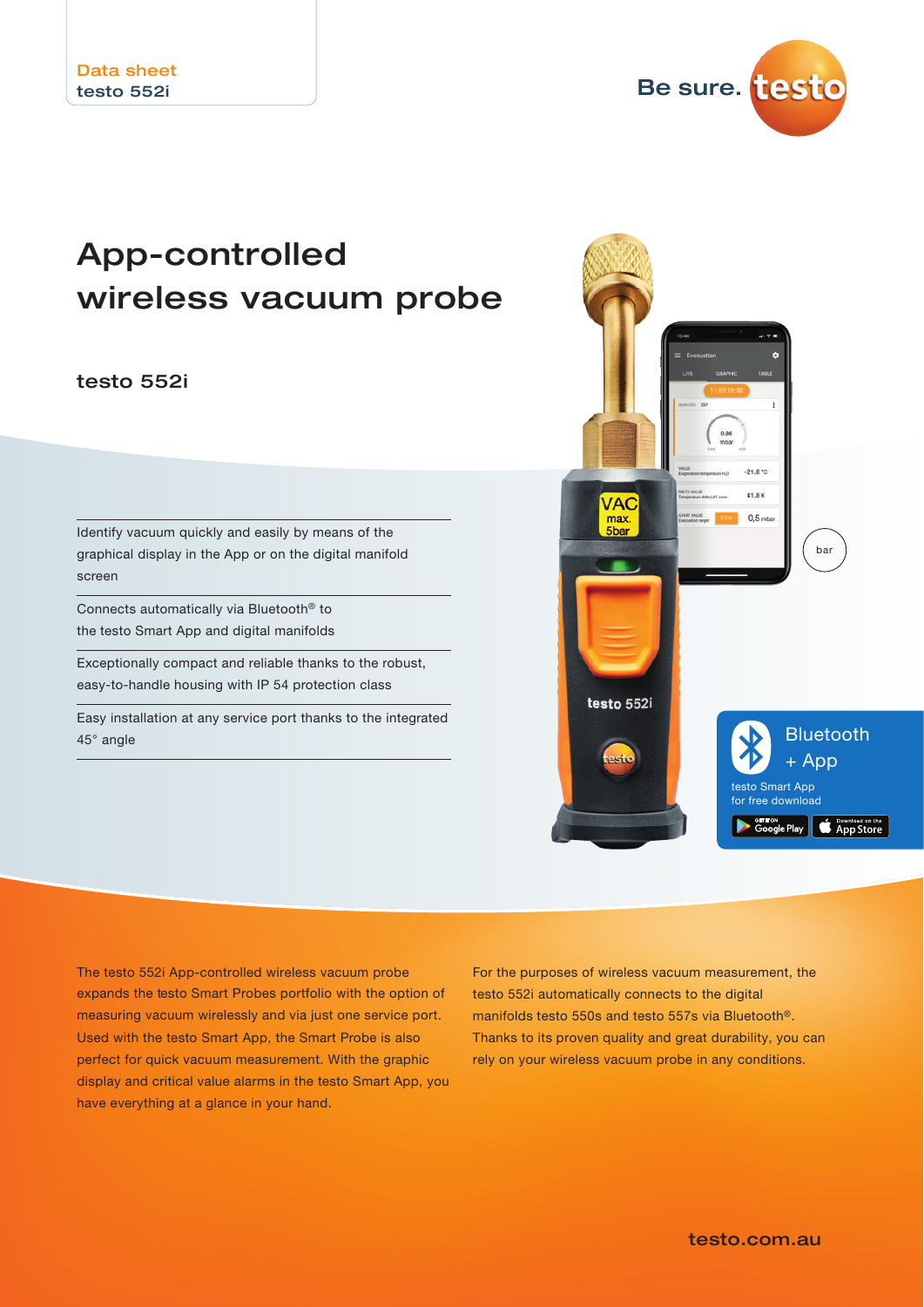Data sheet
testo 552i

# App-controlled wireless vacuum probe

## testo 552i

- Identify vacuum quickly and easily by means of the graphical display in the App or on the digital manifold screen
- Connects automatically via Bluetooth® to the testo Smart App and digital manifolds
- Exceptionally compact and reliable thanks to the robust, easy-to-handle housing with IP 54 protection class
- Easy installation at any service port thanks to the integrated 45° angle

bar

Bluetooth + App

testo Smart App for free download

The testo 552i App-controlled wireless vacuum probe expands the testo Smart Probes portfolio with the option of measuring vacuum wirelessly and via just one service port. Used with the testo Smart App, the Smart Probe is also perfect for quick vacuum measurement. With the graphic display and critical value alarms in the testo Smart App, you have everything at a glance in your hand.

For the purposes of wireless vacuum measurement, the testo 552i automatically connects to the digital manifolds testo 550s and testo 557s via Bluetooth®. Thanks to its proven quality and great durability, you can rely on your wireless vacuum probe in any conditions.

testo.com.au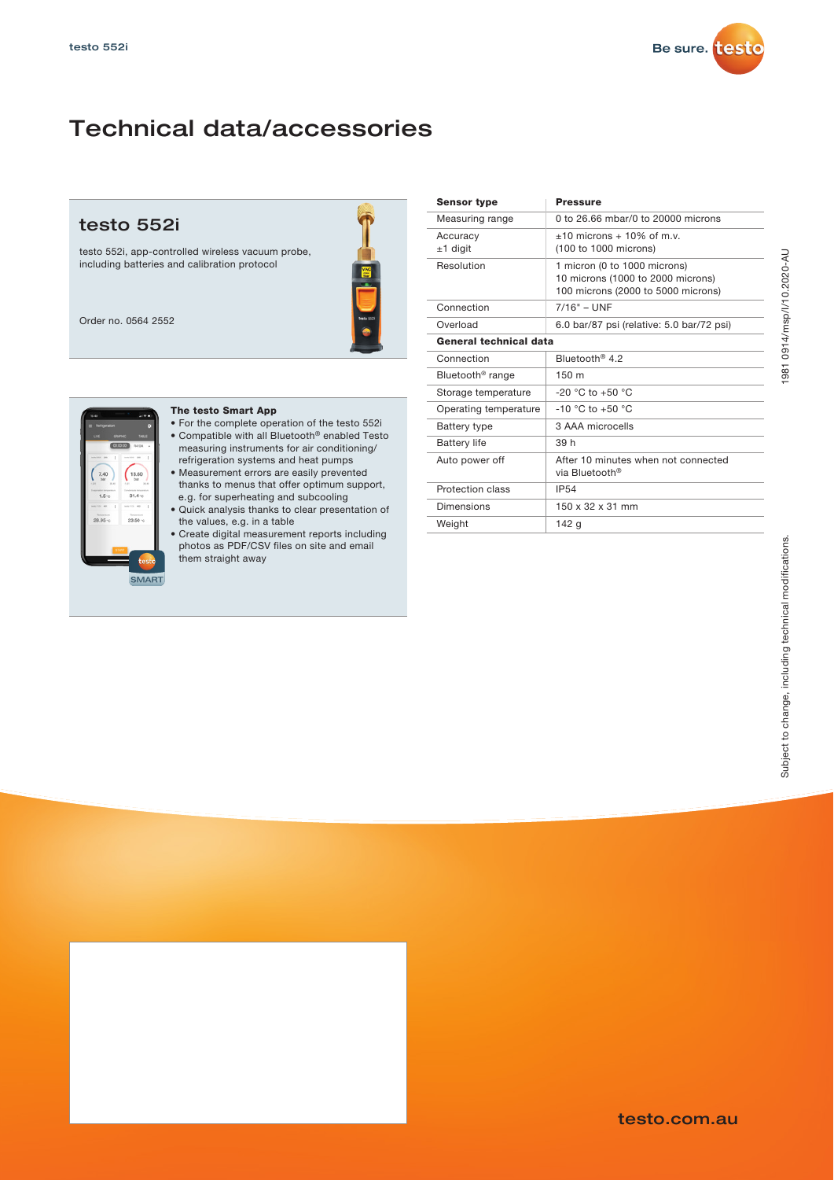# Technical data/accessories

## testo 552i

testo 552i, app-controlled wireless vacuum probe, including batteries and calibration protocol

Order no. 0564 2552

**The testo Smart App**

- For the complete operation of the testo 552i
- Compatible with all Bluetooth® enabled Testo measuring instruments for air conditioning/ refrigeration systems and heat pumps
- Measurement errors are easily prevented thanks to menus that offer optimum support, e.g. for superheating and subcooling
- Quick analysis thanks to clear presentation of the values, e.g. in a table
- Create digital measurement reports including photos as PDF/CSV files on site and email them straight away

| **Sensor type** | **Pressure** |
|---|---|
| Measuring range | 0 to 26.66 mbar/0 to 20000 microns |
| Accuracy ±1 digit | ±10 microns + 10% of m.v. (100 to 1000 microns) |
| Resolution | 1 micron (0 to 1000 microns) 10 microns (1000 to 2000 microns) 100 microns (2000 to 5000 microns) |
| Connection | 7/16" – UNF |
| Overload | 6.0 bar/87 psi (relative: 5.0 bar/72 psi) |
| **General technical data** | |
| Connection | Bluetooth® 4.2 |
| Bluetooth® range | 150 m |
| Storage temperature | -20 °C to +50 °C |
| Operating temperature | -10 °C to +50 °C |
| Battery type | 3 AAA microcells |
| Battery life | 39 h |
| Auto power off | After 10 minutes when not connected via Bluetooth® |
| Protection class | IP54 |
| Dimensions | 150 x 32 x 31 mm |
| Weight | 142 g |

1981 0914/msp/I/10.2020-AU

Subject to change, including technical modifications.

testo.com.au